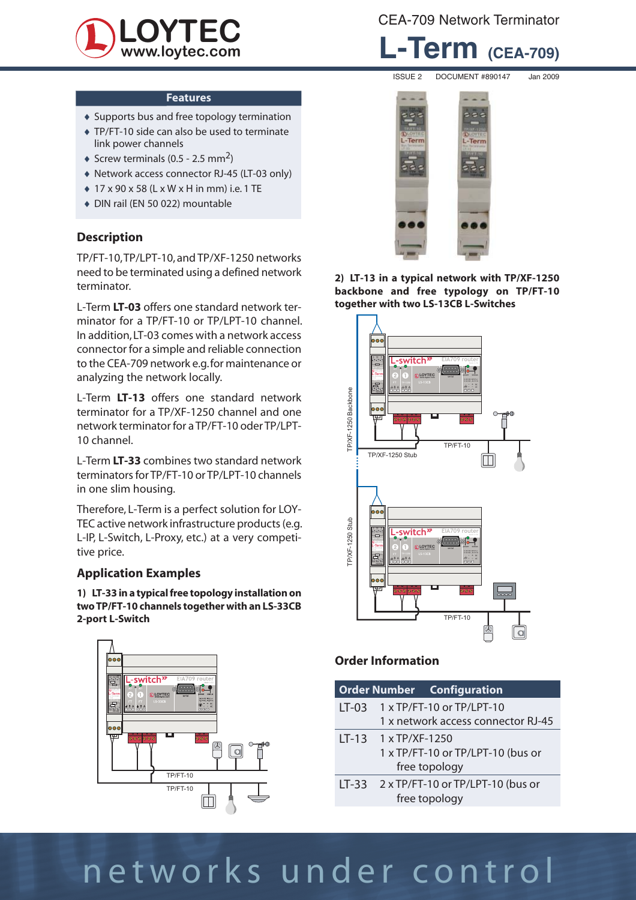# LOYTEC www.loytec.com

CEA-709 Network Terminator

# L-Term (CEA-709)

ISSUE 2 DOCUMENT #890147 Jan 2009

## Features

- Supports bus and free topology termination
- TP/FT-10 side can also be used to terminate link power channels
- Screw terminals (0.5 - 2.5 mm$^2$)
- Network access connector RJ-45 (LT-03 only)
- 17 x 90 x 58 (L x W x H in mm) i.e. 1 TE
- DIN rail (EN 50 022) mountable

## Description

TP/FT-10, TP/LPT-10, and TP/XF-1250 networks need to be terminated using a defined network terminator.

L-Term **LT-03** offers one standard network terminator for a TP/FT-10 or TP/LPT-10 channel. In addition, LT-03 comes with a network access connector for a simple and reliable connection to the CEA-709 network e.g. for maintenance or analyzing the network locally.

L-Term **LT-13** offers one standard network terminator for a TP/XF-1250 channel and one network terminator for a TP/FT-10 oder TP/LPT-10 channel.

L-Term **LT-33** combines two standard network terminators for TP/FT-10 or TP/LPT-10 channels in one slim housing.

Therefore, L-Term is a perfect solution for LOYTEC active network infrastructure products (e.g. L-IP, L-Switch, L-Proxy, etc.) at a very competitive price.

## Application Examples

**1) LT-33 in a typical free topology installation on two TP/FT-10 channels together with an LS-33CB 2-port L-Switch**

**2) LT-13 in a typical network with TP/XF-1250 backbone and free typology on TP/FT-10 together with two LS-13CB L-Switches**

## Order Information

| Order Number | Configuration |
|---|---|
| LT-03 | 1 x TP/FT-10 or TP/LPT-10<br>1 x network access connector RJ-45 |
| LT-13 | 1 x TP/XF-1250<br>1 x TP/FT-10 or TP/LPT-10 (bus or free topology |
| LT-33 | 2 x TP/FT-10 or TP/LPT-10 (bus or free topology |

networks under control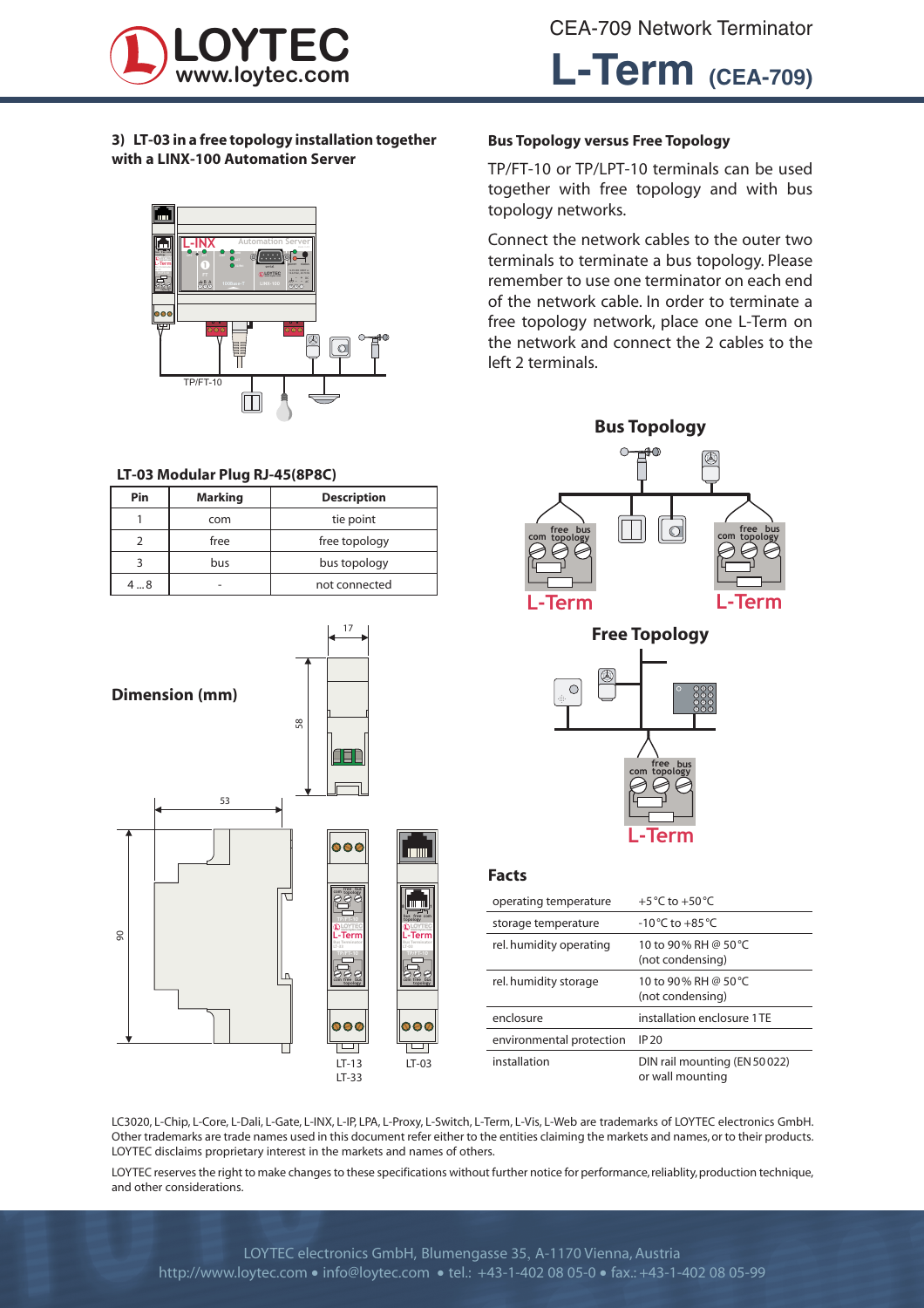### 3) LT-03 in a free topology installation together with a LINX-100 Automation Server

TP/FT-10

### LT-03 Modular Plug RJ-45(8P8C)

| Pin | Marking | Description |
|---|---|---|
| 1 | com | tie point |
| 2 | free | free topology |
| 3 | bus | bus topology |
| 4 ... 8 | - | not connected |

### Dimension (mm)

17

58

53

90

LT-13
LT-33

LT-03

### Bus Topology versus Free Topology

TP/FT-10 or TP/LPT-10 terminals can be used together with free topology and with bus topology networks.

Connect the network cables to the outer two terminals to terminate a bus topology. Please remember to use one terminator on each end of the network cable. In order to terminate a free topology network, place one L-Term on the network and connect the 2 cables to the left 2 terminals.

**Bus Topology**

**Free Topology**

### Facts

| | |
|---|---|
| operating temperature | +5 °C to +50 °C |
| storage temperature | -10 °C to +85 °C |
| rel. humidity operating | 10 to 90 % RH @ 50 °C (not condensing) |
| rel. humidity storage | 10 to 90 % RH @ 50 °C (not condensing) |
| enclosure | installation enclosure 1 TE |
| environmental protection | IP 20 |
| installation | DIN rail mounting (EN 50 022) or wall mounting |

LC3020, L-Chip, L-Core, L-Dali, L-Gate, L-INX, L-IP, LPA, L-Proxy, L-Switch, L-Term, L-Vis, L-Web are trademarks of LOYTEC electronics GmbH. Other trademarks are trade names used in this document refer either to the entities claiming the markets and names, or to their products. LOYTEC disclaims proprietary interest in the markets and names of others.

LOYTEC reserves the right to make changes to these specifications without further notice for performance, reliablity, production technique, and other considerations.

LOYTEC electronics GmbH, Blumengasse 35, A-1170 Vienna, Austria
http://www.loytec.com • info@loytec.com • tel.: +43-1-402 08 05-0 • fax.: +43-1-402 08 05-99